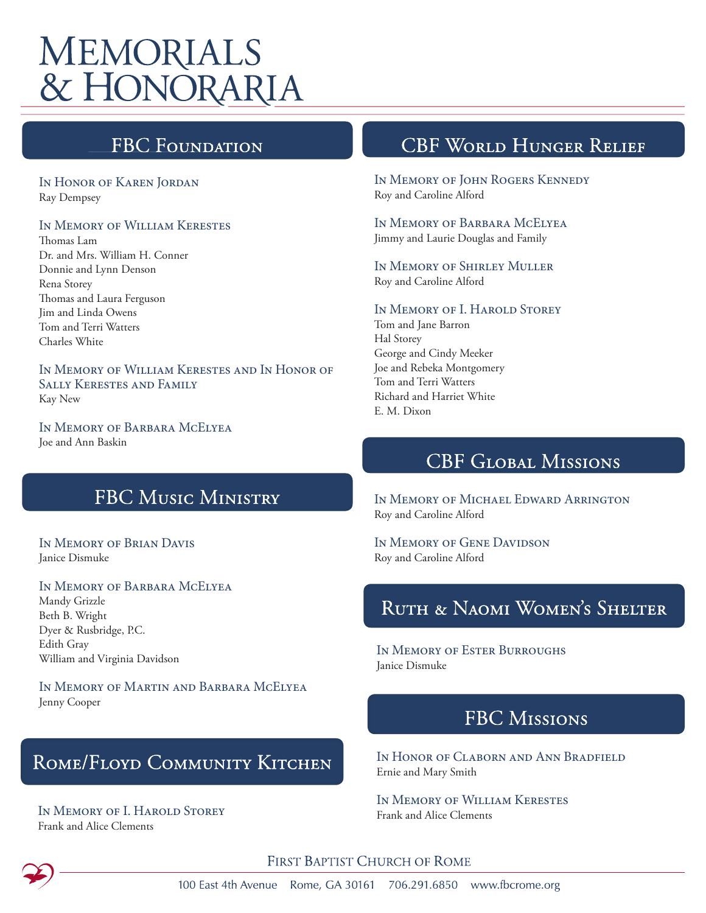# Memorials & Honoraria

## FBC Foundation

### In Honor of Karen Jordan
Ray Dempsey

### In Memory of William Kerestes
Thomas Lam
Dr. and Mrs. William H. Conner
Donnie and Lynn Denson
Rena Storey
Thomas and Laura Ferguson
Jim and Linda Owens
Tom and Terri Watters
Charles White

### In Memory of William Kerestes and In Honor of Sally Kerestes and Family
Kay New

### In Memory of Barbara McElyea
Joe and Ann Baskin

## FBC Music Ministry

### In Memory of Brian Davis
Janice Dismuke

### In Memory of Barbara McElyea
Mandy Grizzle
Beth B. Wright
Dyer & Rusbridge, P.C.
Edith Gray
William and Virginia Davidson

### In Memory of Martin and Barbara McElyea
Jenny Cooper

## Rome/Floyd Community Kitchen

### In Memory of I. Harold Storey
Frank and Alice Clements

## CBF World Hunger Relief

### In Memory of John Rogers Kennedy
Roy and Caroline Alford

### In Memory of Barbara McElyea
Jimmy and Laurie Douglas and Family

### In Memory of Shirley Muller
Roy and Caroline Alford

### In Memory of I. Harold Storey
Tom and Jane Barron
Hal Storey
George and Cindy Meeker
Joe and Rebeka Montgomery
Tom and Terri Watters
Richard and Harriet White
E. M. Dixon

## CBF Global Missions

### In Memory of Michael Edward Arrington
Roy and Caroline Alford

### In Memory of Gene Davidson
Roy and Caroline Alford

## Ruth & Naomi Women's Shelter

### In Memory of Ester Burroughs
Janice Dismuke

## FBC Missions

### In Honor of Claborn and Ann Bradfield
Ernie and Mary Smith

### In Memory of William Kerestes
Frank and Alice Clements

First Baptist Church of Rome
100 East 4th Avenue Rome, GA 30161 706.291.6850 www.fbcrome.org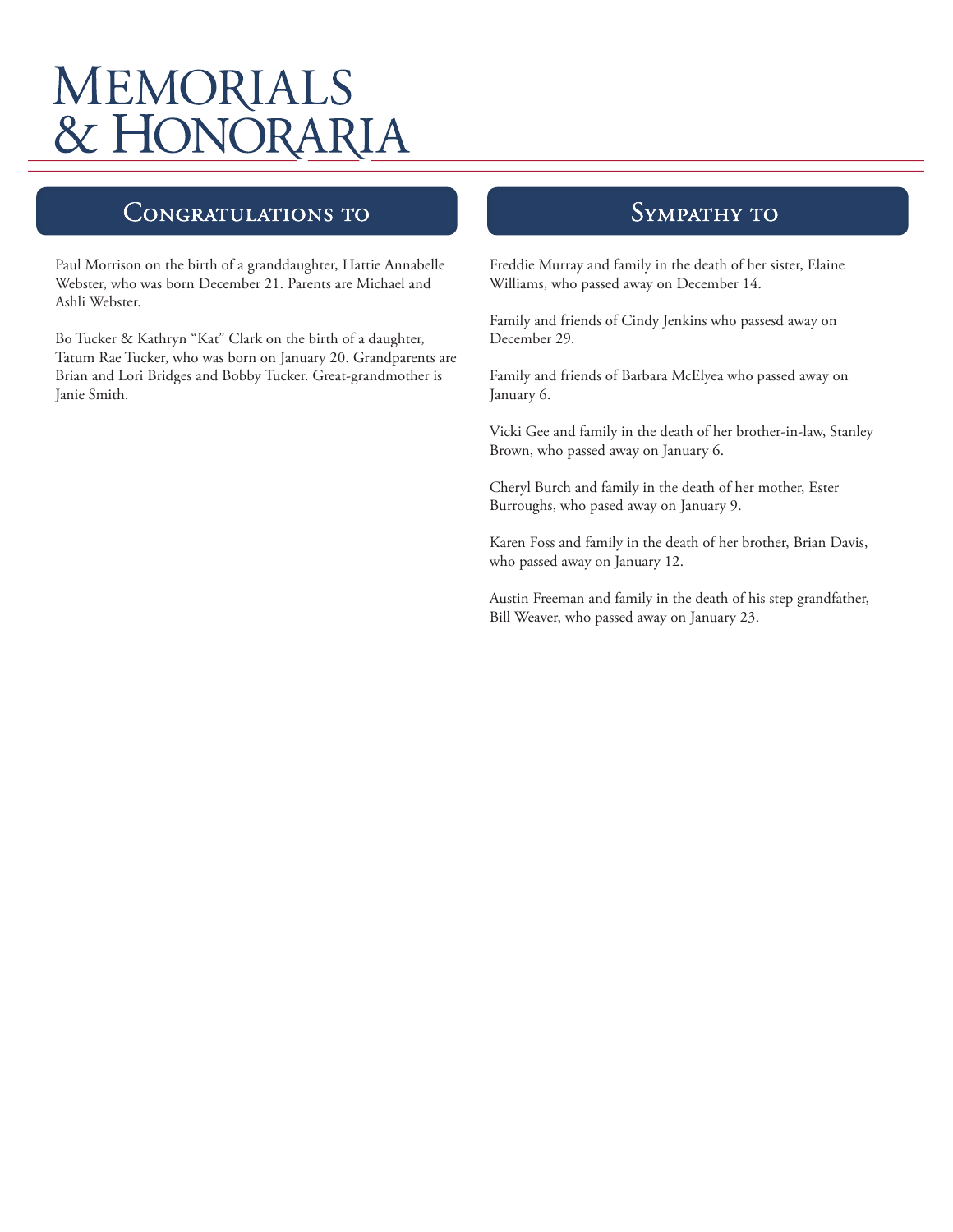# Memorials & Honoraria

## Congratulations to

Paul Morrison on the birth of a granddaughter, Hattie Annabelle Webster, who was born December 21. Parents are Michael and Ashli Webster.

Bo Tucker & Kathryn "Kat" Clark on the birth of a daughter, Tatum Rae Tucker, who was born on January 20. Grandparents are Brian and Lori Bridges and Bobby Tucker. Great-grandmother is Janie Smith.

## Sympathy to

Freddie Murray and family in the death of her sister, Elaine Williams, who passed away on December 14.

Family and friends of Cindy Jenkins who passesd away on December 29.

Family and friends of Barbara McElyea who passed away on January 6.

Vicki Gee and family in the death of her brother-in-law, Stanley Brown, who passed away on January 6.

Cheryl Burch and family in the death of her mother, Ester Burroughs, who pased away on January 9.

Karen Foss and family in the death of her brother, Brian Davis, who passed away on January 12.

Austin Freeman and family in the death of his step grandfather, Bill Weaver, who passed away on January 23.